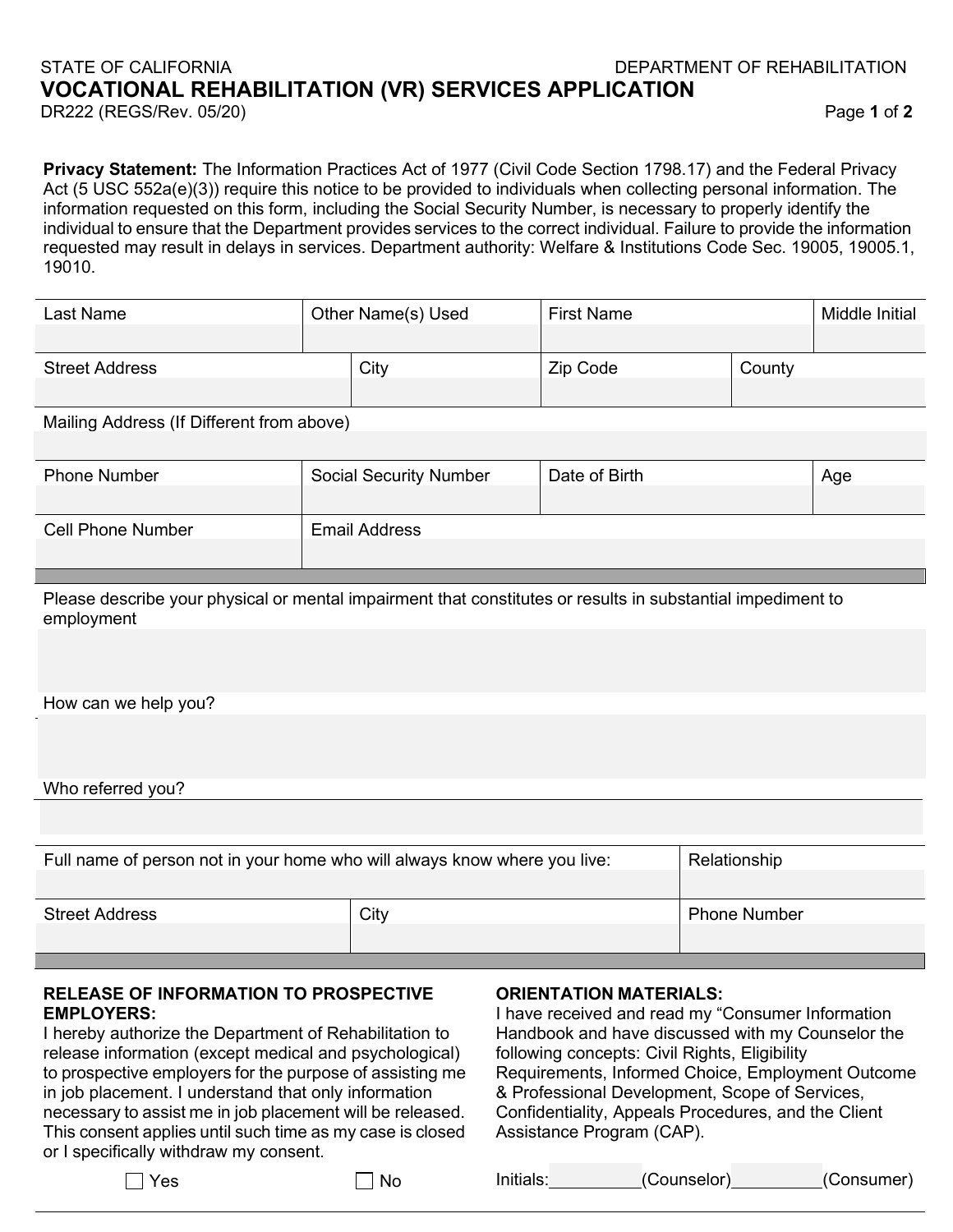STATE OF CALIFORNIA DEPARTMENT OF REHABILITATION

# VOCATIONAL REHABILITATION (VR) SERVICES APPLICATION

DR222 (REGS/Rev. 05/20)

**Privacy Statement:** The Information Practices Act of 1977 (Civil Code Section 1798.17) and the Federal Privacy Act (5 USC 552a(e)(3)) require this notice to be provided to individuals when collecting personal information. The information requested on this form, including the Social Security Number, is necessary to properly identify the individual to ensure that the Department provides services to the correct individual. Failure to provide the information requested may result in delays in services. Department authority: Welfare & Institutions Code Sec. 19005, 19005.1, 19010.

| Last Name | Other Name(s) Used | First Name | Middle Initial |
| --- | --- | --- | --- |
| | | | |

| Street Address | City | Zip Code | County |
| --- | --- | --- | --- |
| | | | |

| Mailing Address (If Different from above) |
| --- |
| |

| Phone Number | Social Security Number | Date of Birth | Age |
| --- | --- | --- | --- |
| | | | |

| Cell Phone Number | Email Address |
| --- | --- |
| | |

Please describe your physical or mental impairment that constitutes or results in substantial impediment to employment

How can we help you?

Who referred you?

| Full name of person not in your home who will always know where you live: | Relationship |
| --- | --- |
| | |

| Street Address | City | Phone Number |
| --- | --- | --- |
| | | |

**RELEASE OF INFORMATION TO PROSPECTIVE EMPLOYERS:**

I hereby authorize the Department of Rehabilitation to release information (except medical and psychological) to prospective employers for the purpose of assisting me in job placement. I understand that only information necessary to assist me in job placement will be released. This consent applies until such time as my case is closed or I specifically withdraw my consent.

☐ Yes ☐ No

**ORIENTATION MATERIALS:**

I have received and read my "Consumer Information Handbook and have discussed with my Counselor the following concepts: Civil Rights, Eligibility Requirements, Informed Choice, Employment Outcome & Professional Development, Scope of Services, Confidentiality, Appeals Procedures, and the Client Assistance Program (CAP).

Initials:__________(Counselor)__________(Consumer)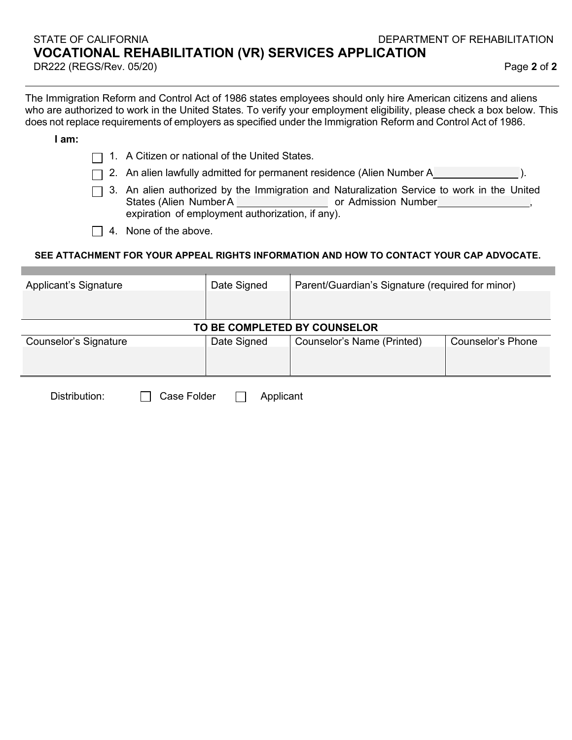The Immigration Reform and Control Act of 1986 states employees should only hire American citizens and aliens who are authorized to work in the United States. To verify your employment eligibility, please check a box below. This does not replace requirements of employers as specified under the Immigration Reform and Control Act of 1986.

**I am:**

- ☐ 1. A Citizen or national of the United States.
- ☐ 2. An alien lawfully admitted for permanent residence (Alien Number A\_\_\_\_\_\_\_\_\_\_\_\_\_\_\_).
- ☐ 3. An alien authorized by the Immigration and Naturalization Service to work in the United States (Alien Number A \_\_\_\_\_\_\_\_\_\_\_\_\_\_\_ or Admission Number\_\_\_\_\_\_\_\_\_\_\_\_\_\_\_, expiration of employment authorization, if any).
- ☐ 4. None of the above.

**SEE ATTACHMENT FOR YOUR APPEAL RIGHTS INFORMATION AND HOW TO CONTACT YOUR CAP ADVOCATE.**

| Applicant's Signature | Date Signed | Parent/Guardian's Signature (required for minor) |
|---|---|---|
| | | |

**TO BE COMPLETED BY COUNSELOR**

| Counselor's Signature | Date Signed | Counselor's Name (Printed) | Counselor's Phone |
|---|---|---|---|
| | | | |

Distribution: ☐ Case Folder ☐ Applicant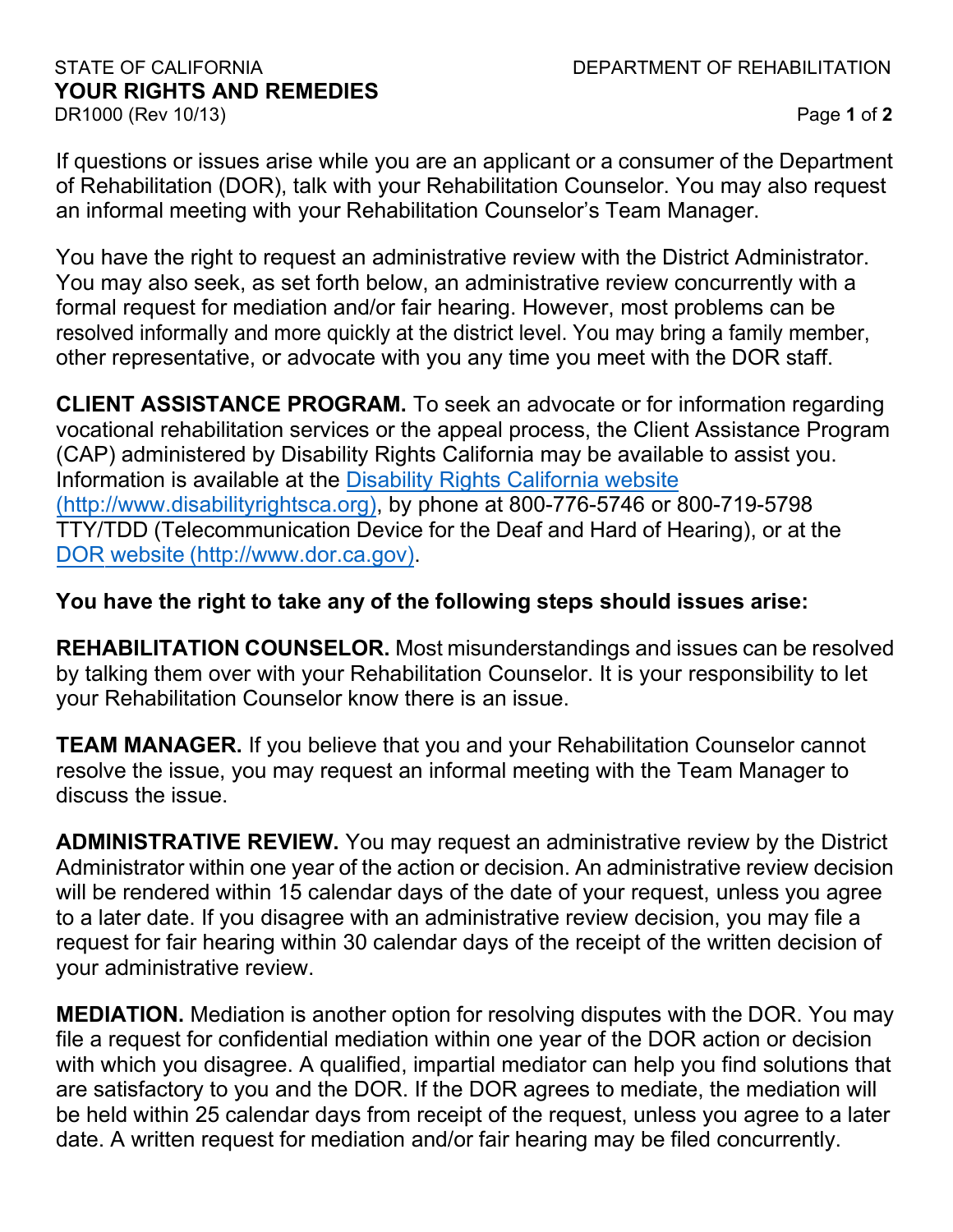STATE OF CALIFORNIA DEPARTMENT OF REHABILITATION

# YOUR RIGHTS AND REMEDIES

DR1000 (Rev 10/13)

If questions or issues arise while you are an applicant or a consumer of the Department of Rehabilitation (DOR), talk with your Rehabilitation Counselor. You may also request an informal meeting with your Rehabilitation Counselor's Team Manager.

You have the right to request an administrative review with the District Administrator. You may also seek, as set forth below, an administrative review concurrently with a formal request for mediation and/or fair hearing. However, most problems can be resolved informally and more quickly at the district level. You may bring a family member, other representative, or advocate with you any time you meet with the DOR staff.

**CLIENT ASSISTANCE PROGRAM.** To seek an advocate or for information regarding vocational rehabilitation services or the appeal process, the Client Assistance Program (CAP) administered by Disability Rights California may be available to assist you. Information is available at the [Disability Rights California website (http://www.disabilityrightsca.org)](http://www.disabilityrightsca.org), by phone at 800-776-5746 or 800-719-5798 TTY/TDD (Telecommunication Device for the Deaf and Hard of Hearing), or at the [DOR website (http://www.dor.ca.gov)](http://www.dor.ca.gov).

**You have the right to take any of the following steps should issues arise:**

**REHABILITATION COUNSELOR.** Most misunderstandings and issues can be resolved by talking them over with your Rehabilitation Counselor. It is your responsibility to let your Rehabilitation Counselor know there is an issue.

**TEAM MANAGER.** If you believe that you and your Rehabilitation Counselor cannot resolve the issue, you may request an informal meeting with the Team Manager to discuss the issue.

**ADMINISTRATIVE REVIEW.** You may request an administrative review by the District Administrator within one year of the action or decision. An administrative review decision will be rendered within 15 calendar days of the date of your request, unless you agree to a later date. If you disagree with an administrative review decision, you may file a request for fair hearing within 30 calendar days of the receipt of the written decision of your administrative review.

**MEDIATION.** Mediation is another option for resolving disputes with the DOR. You may file a request for confidential mediation within one year of the DOR action or decision with which you disagree. A qualified, impartial mediator can help you find solutions that are satisfactory to you and the DOR. If the DOR agrees to mediate, the mediation will be held within 25 calendar days from receipt of the request, unless you agree to a later date. A written request for mediation and/or fair hearing may be filed concurrently.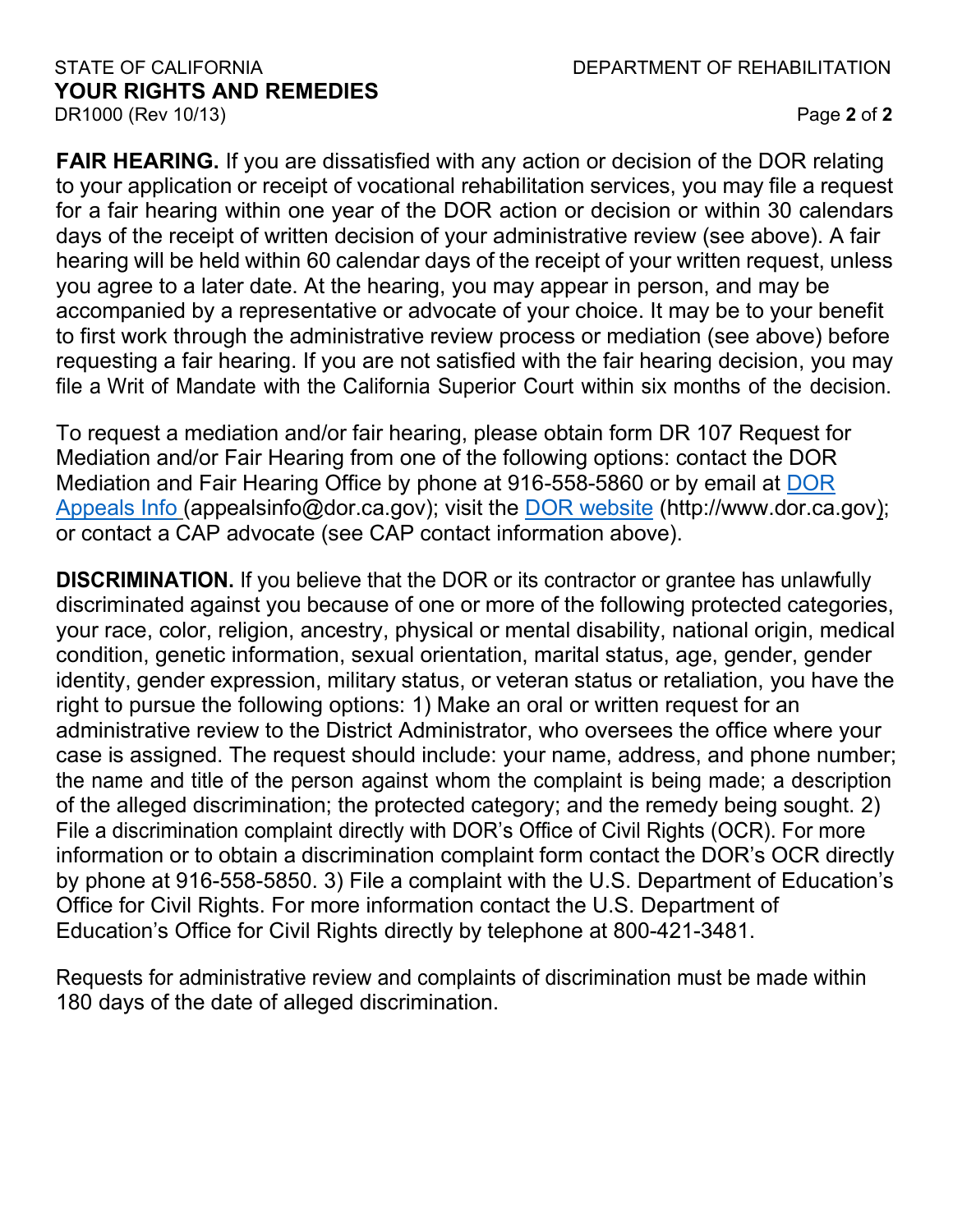**FAIR HEARING.** If you are dissatisfied with any action or decision of the DOR relating to your application or receipt of vocational rehabilitation services, you may file a request for a fair hearing within one year of the DOR action or decision or within 30 calendars days of the receipt of written decision of your administrative review (see above). A fair hearing will be held within 60 calendar days of the receipt of your written request, unless you agree to a later date. At the hearing, you may appear in person, and may be accompanied by a representative or advocate of your choice. It may be to your benefit to first work through the administrative review process or mediation (see above) before requesting a fair hearing. If you are not satisfied with the fair hearing decision, you may file a Writ of Mandate with the California Superior Court within six months of the decision.

To request a mediation and/or fair hearing, please obtain form DR 107 Request for Mediation and/or Fair Hearing from one of the following options: contact the DOR Mediation and Fair Hearing Office by phone at 916-558-5860 or by email at [DOR Appeals Info](mailto:appealsinfo@dor.ca.gov) (appealsinfo@dor.ca.gov); visit the [DOR website](http://www.dor.ca.gov) (http://www.dor.ca.gov); or contact a CAP advocate (see CAP contact information above).

**DISCRIMINATION.** If you believe that the DOR or its contractor or grantee has unlawfully discriminated against you because of one or more of the following protected categories, your race, color, religion, ancestry, physical or mental disability, national origin, medical condition, genetic information, sexual orientation, marital status, age, gender, gender identity, gender expression, military status, or veteran status or retaliation, you have the right to pursue the following options: 1) Make an oral or written request for an administrative review to the District Administrator, who oversees the office where your case is assigned. The request should include: your name, address, and phone number; the name and title of the person against whom the complaint is being made; a description of the alleged discrimination; the protected category; and the remedy being sought. 2) File a discrimination complaint directly with DOR's Office of Civil Rights (OCR). For more information or to obtain a discrimination complaint form contact the DOR's OCR directly by phone at 916-558-5850. 3) File a complaint with the U.S. Department of Education's Office for Civil Rights. For more information contact the U.S. Department of Education's Office for Civil Rights directly by telephone at 800-421-3481.

Requests for administrative review and complaints of discrimination must be made within 180 days of the date of alleged discrimination.